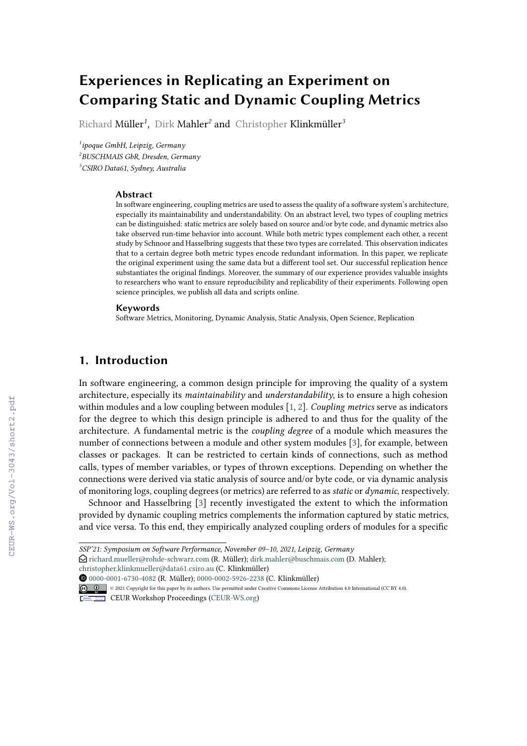# Experiences in Replicating an Experiment on Comparing Static and Dynamic Coupling Metrics

Richard Müller[1], Dirk Mahler[2] and Christopher Klinkmüller[3]

[1] *ipoque GmbH, Leipzig, Germany*
[2] *BUSCHMAIS GbR, Dresden, Germany*
[3] *CSIRO Data61, Sydney, Australia*

### Abstract

In software engineering, coupling metrics are used to assess the quality of a software system's architecture, especially its maintainability and understandability. On an abstract level, two types of coupling metrics can be distinguished: static metrics are solely based on source and/or byte code, and dynamic metrics also take observed run-time behavior into account. While both metric types complement each other, a recent study by Schnoor and Hasselbring suggests that these two types are correlated. This observation indicates that to a certain degree both metric types encode redundant information. In this paper, we replicate the original experiment using the same data but a different tool set. Our successful replication hence substantiates the original findings. Moreover, the summary of our experience provides valuable insights to researchers who want to ensure reproducibility and replicability of their experiments. Following open science principles, we publish all data and scripts online.

### Keywords

Software Metrics, Monitoring, Dynamic Analysis, Static Analysis, Open Science, Replication

## 1. Introduction

In software engineering, a common design principle for improving the quality of a system architecture, especially its *maintainability* and *understandability*, is to ensure a high cohesion within modules and a low coupling between modules [1, 2]. *Coupling metrics* serve as indicators for the degree to which this design principle is adhered to and thus for the quality of the architecture. A fundamental metric is the *coupling degree* of a module which measures the number of connections between a module and other system modules [3], for example, between classes or packages. It can be restricted to certain kinds of connections, such as method calls, types of member variables, or types of thrown exceptions. Depending on whether the connections were derived via static analysis of source and/or byte code, or via dynamic analysis of monitoring logs, coupling degrees (or metrics) are referred to as *static* or *dynamic*, respectively.

Schnoor and Hasselbring [3] recently investigated the extent to which the information provided by dynamic coupling metrics complements the information captured by static metrics, and vice versa. To this end, they empirically analyzed coupling orders of modules for a specific

*SSP'21: Symposium on Software Performance, November 09–10, 2021, Leipzig, Germany*
richard.mueller@rohde-schwarz.com (R. Müller); dirk.mahler@buschmais.com (D. Mahler); christopher.klinkmueller@data61.csiro.au (C. Klinkmüller)
0000-0001-6730-4082 (R. Müller); 0000-0002-5926-2238 (C. Klinkmüller)
© 2021 Copyright for this paper by its authors. Use permitted under Creative Commons License Attribution 4.0 International (CC BY 4.0).
CEUR Workshop Proceedings (CEUR-WS.org)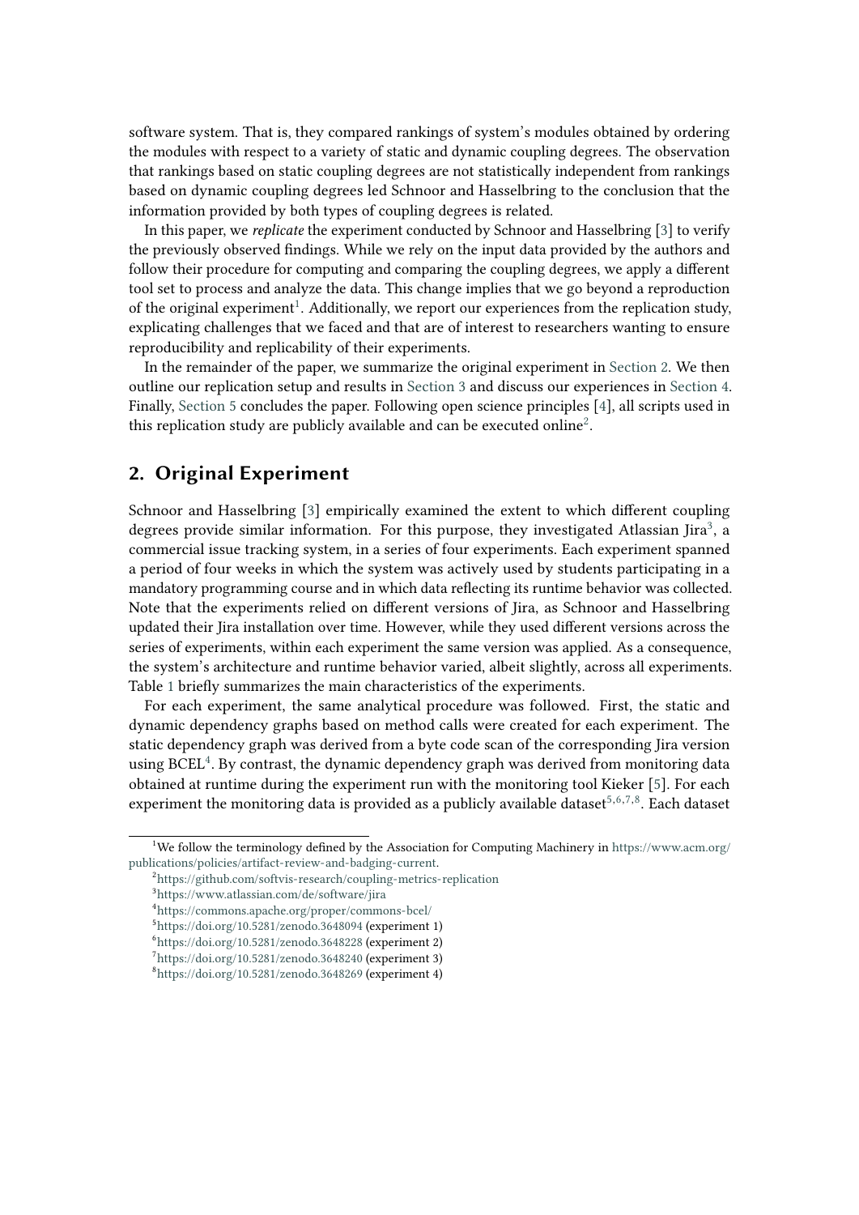software system. That is, they compared rankings of system's modules obtained by ordering the modules with respect to a variety of static and dynamic coupling degrees. The observation that rankings based on static coupling degrees are not statistically independent from rankings based on dynamic coupling degrees led Schnoor and Hasselbring to the conclusion that the information provided by both types of coupling degrees is related.

In this paper, we *replicate* the experiment conducted by Schnoor and Hasselbring [3] to verify the previously observed findings. While we rely on the input data provided by the authors and follow their procedure for computing and comparing the coupling degrees, we apply a different tool set to process and analyze the data. This change implies that we go beyond a reproduction of the original experiment[1]. Additionally, we report our experiences from the replication study, explicating challenges that we faced and that are of interest to researchers wanting to ensure reproducibility and replicability of their experiments.

In the remainder of the paper, we summarize the original experiment in Section 2. We then outline our replication setup and results in Section 3 and discuss our experiences in Section 4. Finally, Section 5 concludes the paper. Following open science principles [4], all scripts used in this replication study are publicly available and can be executed online[2].

## 2. Original Experiment

Schnoor and Hasselbring [3] empirically examined the extent to which different coupling degrees provide similar information. For this purpose, they investigated Atlassian Jira[3], a commercial issue tracking system, in a series of four experiments. Each experiment spanned a period of four weeks in which the system was actively used by students participating in a mandatory programming course and in which data reflecting its runtime behavior was collected. Note that the experiments relied on different versions of Jira, as Schnoor and Hasselbring updated their Jira installation over time. However, while they used different versions across the series of experiments, within each experiment the same version was applied. As a consequence, the system's architecture and runtime behavior varied, albeit slightly, across all experiments. Table 1 briefly summarizes the main characteristics of the experiments.

For each experiment, the same analytical procedure was followed. First, the static and dynamic dependency graphs based on method calls were created for each experiment. The static dependency graph was derived from a byte code scan of the corresponding Jira version using BCEL[4]. By contrast, the dynamic dependency graph was derived from monitoring data obtained at runtime during the experiment run with the monitoring tool Kieker [5]. For each experiment the monitoring data is provided as a publicly available dataset[5,6,7,8]. Each dataset

---

[1] We follow the terminology defined by the Association for Computing Machinery in https://www.acm.org/publications/policies/artifact-review-and-badging-current.

[2] https://github.com/softvis-research/coupling-metrics-replication

[3] https://www.atlassian.com/de/software/jira

[4] https://commons.apache.org/proper/commons-bcel/

[5] https://doi.org/10.5281/zenodo.3648094 (experiment 1)

[6] https://doi.org/10.5281/zenodo.3648228 (experiment 2)

[7] https://doi.org/10.5281/zenodo.3648240 (experiment 3)

[8] https://doi.org/10.5281/zenodo.3648269 (experiment 4)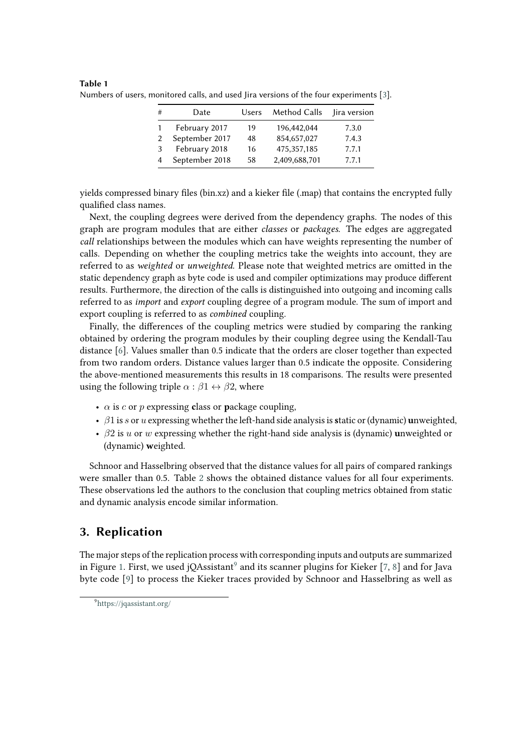**Table 1**
Numbers of users, monitored calls, and used Jira versions of the four experiments [3].

| # | Date | Users | Method Calls | Jira version |
|---|---|---|---|---|
| 1 | February 2017 | 19 | 196,442,044 | 7.3.0 |
| 2 | September 2017 | 48 | 854,657,027 | 7.4.3 |
| 3 | February 2018 | 16 | 475,357,185 | 7.7.1 |
| 4 | September 2018 | 58 | 2,409,688,701 | 7.7.1 |

yields compressed binary files (bin.xz) and a kieker file (.map) that contains the encrypted fully qualified class names.

Next, the coupling degrees were derived from the dependency graphs. The nodes of this graph are program modules that are either *classes* or *packages*. The edges are aggregated *call* relationships between the modules which can have weights representing the number of calls. Depending on whether the coupling metrics take the weights into account, they are referred to as *weighted* or *unweighted*. Please note that weighted metrics are omitted in the static dependency graph as byte code is used and compiler optimizations may produce different results. Furthermore, the direction of the calls is distinguished into outgoing and incoming calls referred to as *import* and *export* coupling degree of a program module. The sum of import and export coupling is referred to as *combined* coupling.

Finally, the differences of the coupling metrics were studied by comparing the ranking obtained by ordering the program modules by their coupling degree using the Kendall-Tau distance [6]. Values smaller than 0.5 indicate that the orders are closer together than expected from two random orders. Distance values larger than 0.5 indicate the opposite. Considering the above-mentioned measurements this results in 18 comparisons. The results were presented using the following triple $\alpha : \beta 1 \leftrightarrow \beta 2$, where

- $\alpha$ is $c$ or $p$ expressing **c**lass or **p**ackage coupling,
- $\beta 1$ is $s$ or $u$ expressing whether the left-hand side analysis is **s**tatic or (dynamic) **u**nweighted,
- $\beta 2$ is $u$ or $w$ expressing whether the right-hand side analysis is (dynamic) **u**nweighted or (dynamic) **w**eighted.

Schnoor and Hasselbring observed that the distance values for all pairs of compared rankings were smaller than 0.5. Table 2 shows the obtained distance values for all four experiments. These observations led the authors to the conclusion that coupling metrics obtained from static and dynamic analysis encode similar information.

## 3. Replication

The major steps of the replication process with corresponding inputs and outputs are summarized in Figure 1. First, we used jQAssistant[9] and its scanner plugins for Kieker [7, 8] and for Java byte code [9] to process the Kieker traces provided by Schnoor and Hasselbring as well as

[9] https://jqassistant.org/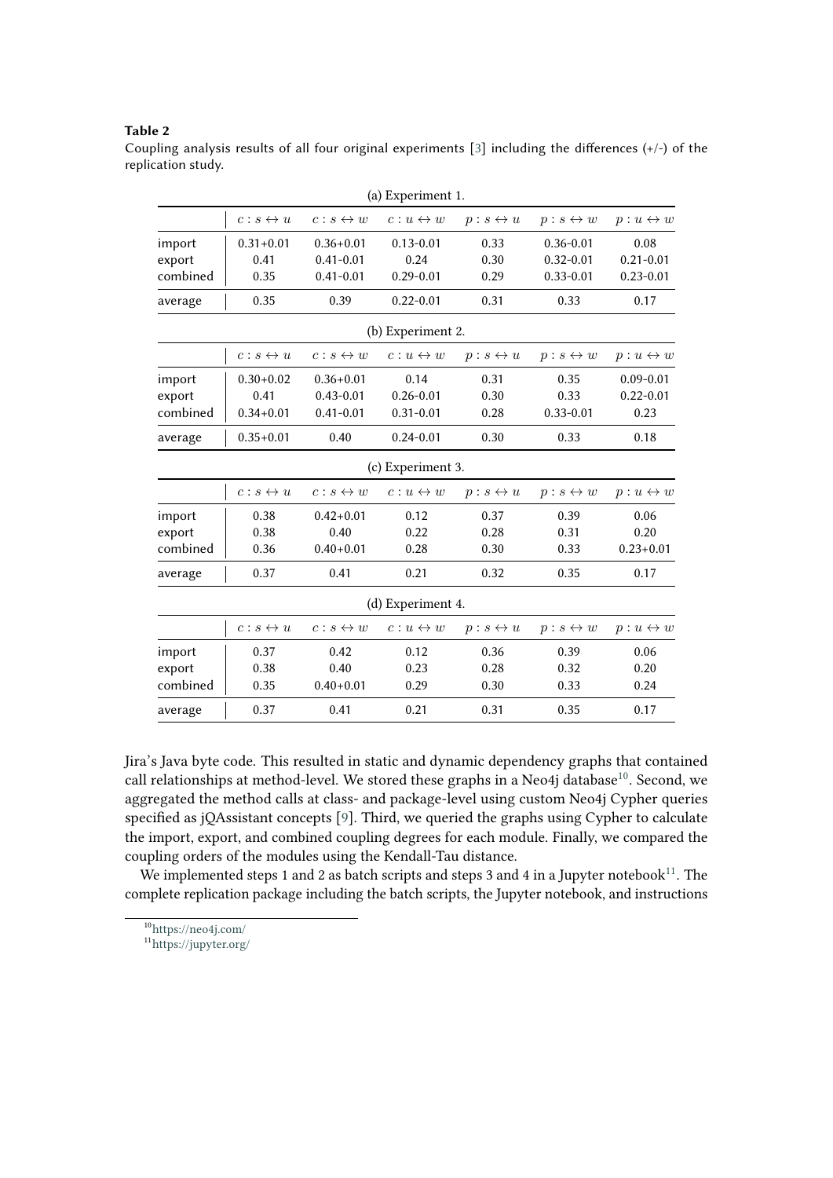**Table 2**
Coupling analysis results of all four original experiments [3] including the differences (+/-) of the replication study.

(a) Experiment 1.

| | $c: s \leftrightarrow u$ | $c: s \leftrightarrow w$ | $c: u \leftrightarrow w$ | $p: s \leftrightarrow u$ | $p: s \leftrightarrow w$ | $p: u \leftrightarrow w$ |
|---|---|---|---|---|---|---|
| import | 0.31+0.01 | 0.36+0.01 | 0.13-0.01 | 0.33 | 0.36-0.01 | 0.08 |
| export | 0.41 | 0.41-0.01 | 0.24 | 0.30 | 0.32-0.01 | 0.21-0.01 |
| combined | 0.35 | 0.41-0.01 | 0.29-0.01 | 0.29 | 0.33-0.01 | 0.23-0.01 |
| average | 0.35 | 0.39 | 0.22-0.01 | 0.31 | 0.33 | 0.17 |

(b) Experiment 2.

| | $c: s \leftrightarrow u$ | $c: s \leftrightarrow w$ | $c: u \leftrightarrow w$ | $p: s \leftrightarrow u$ | $p: s \leftrightarrow w$ | $p: u \leftrightarrow w$ |
|---|---|---|---|---|---|---|
| import | 0.30+0.02 | 0.36+0.01 | 0.14 | 0.31 | 0.35 | 0.09-0.01 |
| export | 0.41 | 0.43-0.01 | 0.26-0.01 | 0.30 | 0.33 | 0.22-0.01 |
| combined | 0.34+0.01 | 0.41-0.01 | 0.31-0.01 | 0.28 | 0.33-0.01 | 0.23 |
| average | 0.35+0.01 | 0.40 | 0.24-0.01 | 0.30 | 0.33 | 0.18 |

(c) Experiment 3.

| | $c: s \leftrightarrow u$ | $c: s \leftrightarrow w$ | $c: u \leftrightarrow w$ | $p: s \leftrightarrow u$ | $p: s \leftrightarrow w$ | $p: u \leftrightarrow w$ |
|---|---|---|---|---|---|---|
| import | 0.38 | 0.42+0.01 | 0.12 | 0.37 | 0.39 | 0.06 |
| export | 0.38 | 0.40 | 0.22 | 0.28 | 0.31 | 0.20 |
| combined | 0.36 | 0.40+0.01 | 0.28 | 0.30 | 0.33 | 0.23+0.01 |
| average | 0.37 | 0.41 | 0.21 | 0.32 | 0.35 | 0.17 |

(d) Experiment 4.

| | $c: s \leftrightarrow u$ | $c: s \leftrightarrow w$ | $c: u \leftrightarrow w$ | $p: s \leftrightarrow u$ | $p: s \leftrightarrow w$ | $p: u \leftrightarrow w$ |
|---|---|---|---|---|---|---|
| import | 0.37 | 0.42 | 0.12 | 0.36 | 0.39 | 0.06 |
| export | 0.38 | 0.40 | 0.23 | 0.28 | 0.32 | 0.20 |
| combined | 0.35 | 0.40+0.01 | 0.29 | 0.30 | 0.33 | 0.24 |
| average | 0.37 | 0.41 | 0.21 | 0.31 | 0.35 | 0.17 |

Jira's Java byte code. This resulted in static and dynamic dependency graphs that contained call relationships at method-level. We stored these graphs in a Neo4j database[10]. Second, we aggregated the method calls at class- and package-level using custom Neo4j Cypher queries specified as jQAssistant concepts [9]. Third, we queried the graphs using Cypher to calculate the import, export, and combined coupling degrees for each module. Finally, we compared the coupling orders of the modules using the Kendall-Tau distance.

We implemented steps 1 and 2 as batch scripts and steps 3 and 4 in a Jupyter notebook[11]. The complete replication package including the batch scripts, the Jupyter notebook, and instructions

[10] https://neo4j.com/
[11] https://jupyter.org/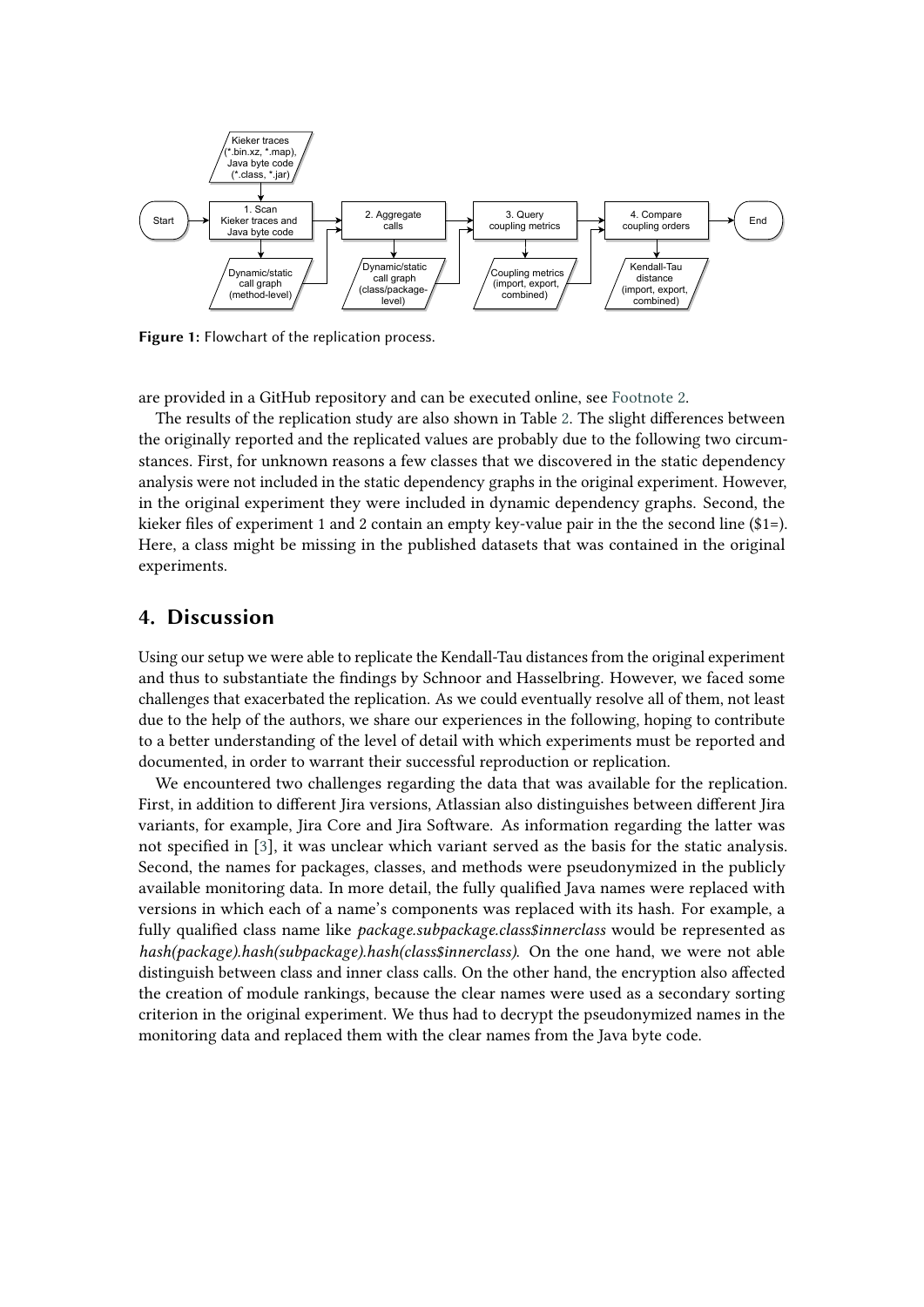Figure 1: Flowchart of the replication process.

are provided in a GitHub repository and can be executed online, see Footnote 2.

The results of the replication study are also shown in Table 2. The slight differences between the originally reported and the replicated values are probably due to the following two circumstances. First, for unknown reasons a few classes that we discovered in the static dependency analysis were not included in the static dependency graphs in the original experiment. However, in the original experiment they were included in dynamic dependency graphs. Second, the kieker files of experiment 1 and 2 contain an empty key-value pair in the the second line ($1=). Here, a class might be missing in the published datasets that was contained in the original experiments.

## 4. Discussion

Using our setup we were able to replicate the Kendall-Tau distances from the original experiment and thus to substantiate the findings by Schnoor and Hasselbring. However, we faced some challenges that exacerbated the replication. As we could eventually resolve all of them, not least due to the help of the authors, we share our experiences in the following, hoping to contribute to a better understanding of the level of detail with which experiments must be reported and documented, in order to warrant their successful reproduction or replication.

We encountered two challenges regarding the data that was available for the replication. First, in addition to different Jira versions, Atlassian also distinguishes between different Jira variants, for example, Jira Core and Jira Software. As information regarding the latter was not specified in [3], it was unclear which variant served as the basis for the static analysis. Second, the names for packages, classes, and methods were pseudonymized in the publicly available monitoring data. In more detail, the fully qualified Java names were replaced with versions in which each of a name's components was replaced with its hash. For example, a fully qualified class name like *package.subpackage.class$innerclass* would be represented as *hash(package).hash(subpackage).hash(class$innerclass)*. On the one hand, we were not able distinguish between class and inner class calls. On the other hand, the encryption also affected the creation of module rankings, because the clear names were used as a secondary sorting criterion in the original experiment. We thus had to decrypt the pseudonymized names in the monitoring data and replaced them with the clear names from the Java byte code.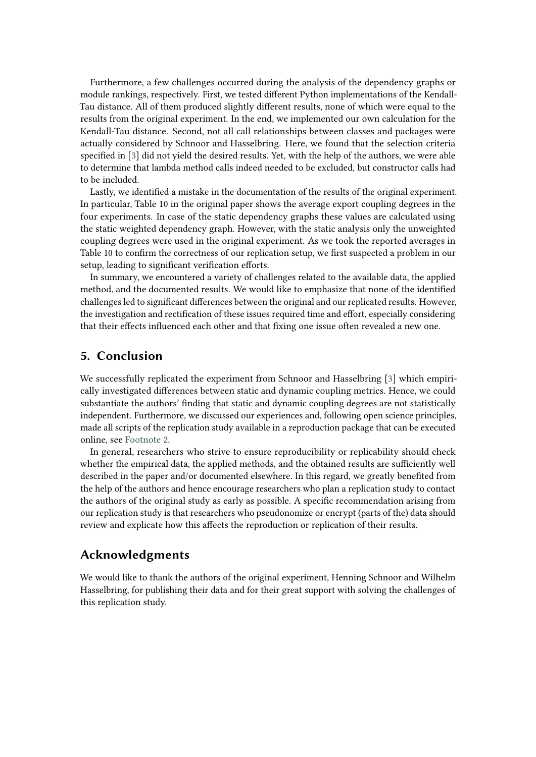Furthermore, a few challenges occurred during the analysis of the dependency graphs or module rankings, respectively. First, we tested different Python implementations of the Kendall-Tau distance. All of them produced slightly different results, none of which were equal to the results from the original experiment. In the end, we implemented our own calculation for the Kendall-Tau distance. Second, not all call relationships between classes and packages were actually considered by Schnoor and Hasselbring. Here, we found that the selection criteria specified in [3] did not yield the desired results. Yet, with the help of the authors, we were able to determine that lambda method calls indeed needed to be excluded, but constructor calls had to be included.

Lastly, we identified a mistake in the documentation of the results of the original experiment. In particular, Table 10 in the original paper shows the average export coupling degrees in the four experiments. In case of the static dependency graphs these values are calculated using the static weighted dependency graph. However, with the static analysis only the unweighted coupling degrees were used in the original experiment. As we took the reported averages in Table 10 to confirm the correctness of our replication setup, we first suspected a problem in our setup, leading to significant verification efforts.

In summary, we encountered a variety of challenges related to the available data, the applied method, and the documented results. We would like to emphasize that none of the identified challenges led to significant differences between the original and our replicated results. However, the investigation and rectification of these issues required time and effort, especially considering that their effects influenced each other and that fixing one issue often revealed a new one.

## 5. Conclusion

We successfully replicated the experiment from Schnoor and Hasselbring [3] which empirically investigated differences between static and dynamic coupling metrics. Hence, we could substantiate the authors' finding that static and dynamic coupling degrees are not statistically independent. Furthermore, we discussed our experiences and, following open science principles, made all scripts of the replication study available in a reproduction package that can be executed online, see Footnote 2.

In general, researchers who strive to ensure reproducibility or replicability should check whether the empirical data, the applied methods, and the obtained results are sufficiently well described in the paper and/or documented elsewhere. In this regard, we greatly benefited from the help of the authors and hence encourage researchers who plan a replication study to contact the authors of the original study as early as possible. A specific recommendation arising from our replication study is that researchers who pseudonomize or encrypt (parts of the) data should review and explicate how this affects the reproduction or replication of their results.

## Acknowledgments

We would like to thank the authors of the original experiment, Henning Schnoor and Wilhelm Hasselbring, for publishing their data and for their great support with solving the challenges of this replication study.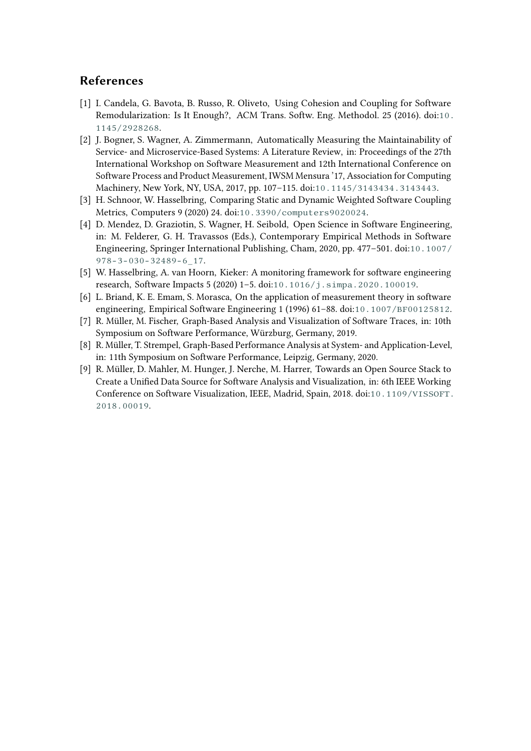## References

[1] I. Candela, G. Bavota, B. Russo, R. Oliveto, Using Cohesion and Coupling for Software Remodularization: Is It Enough?, ACM Trans. Softw. Eng. Methodol. 25 (2016). doi:10.1145/2928268.

[2] J. Bogner, S. Wagner, A. Zimmermann, Automatically Measuring the Maintainability of Service- and Microservice-Based Systems: A Literature Review, in: Proceedings of the 27th International Workshop on Software Measurement and 12th International Conference on Software Process and Product Measurement, IWSM Mensura '17, Association for Computing Machinery, New York, NY, USA, 2017, pp. 107–115. doi:10.1145/3143434.3143443.

[3] H. Schnoor, W. Hasselbring, Comparing Static and Dynamic Weighted Software Coupling Metrics, Computers 9 (2020) 24. doi:10.3390/computers9020024.

[4] D. Mendez, D. Graziotin, S. Wagner, H. Seibold, Open Science in Software Engineering, in: M. Felderer, G. H. Travassos (Eds.), Contemporary Empirical Methods in Software Engineering, Springer International Publishing, Cham, 2020, pp. 477–501. doi:10.1007/978-3-030-32489-6_17.

[5] W. Hasselbring, A. van Hoorn, Kieker: A monitoring framework for software engineering research, Software Impacts 5 (2020) 1–5. doi:10.1016/j.simpa.2020.100019.

[6] L. Briand, K. E. Emam, S. Morasca, On the application of measurement theory in software engineering, Empirical Software Engineering 1 (1996) 61–88. doi:10.1007/BF00125812.

[7] R. Müller, M. Fischer, Graph-Based Analysis and Visualization of Software Traces, in: 10th Symposium on Software Performance, Würzburg, Germany, 2019.

[8] R. Müller, T. Strempel, Graph-Based Performance Analysis at System- and Application-Level, in: 11th Symposium on Software Performance, Leipzig, Germany, 2020.

[9] R. Müller, D. Mahler, M. Hunger, J. Nerche, M. Harrer, Towards an Open Source Stack to Create a Unified Data Source for Software Analysis and Visualization, in: 6th IEEE Working Conference on Software Visualization, IEEE, Madrid, Spain, 2018. doi:10.1109/VISSOFT.2018.00019.